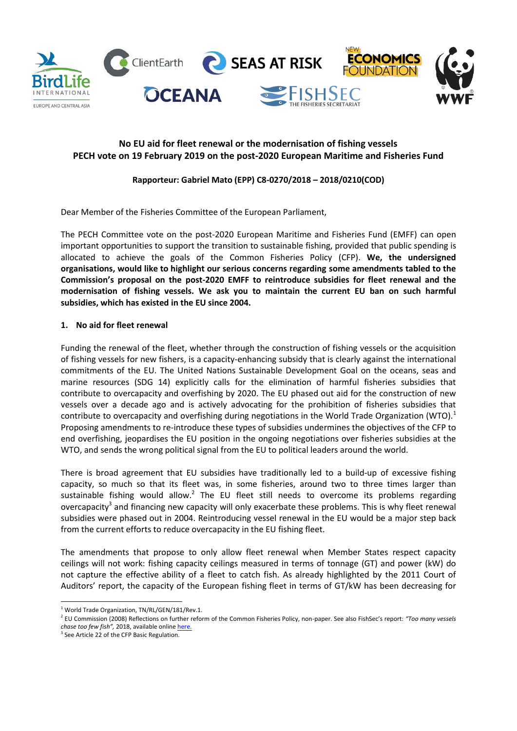**No EU aid for fleet renewal or the modernisation of fishing vessels**
**PECH vote on 19 February 2019 on the post-2020 European Maritime and Fisheries Fund**

**Rapporteur: Gabriel Mato (EPP) C8-0270/2018 – 2018/0210(COD)**

Dear Member of the Fisheries Committee of the European Parliament,

The PECH Committee vote on the post-2020 European Maritime and Fisheries Fund (EMFF) can open important opportunities to support the transition to sustainable fishing, provided that public spending is allocated to achieve the goals of the Common Fisheries Policy (CFP). **We, the undersigned organisations, would like to highlight our serious concerns regarding some amendments tabled to the Commission's proposal on the post-2020 EMFF to reintroduce subsidies for fleet renewal and the modernisation of fishing vessels. We ask you to maintain the current EU ban on such harmful subsidies, which has existed in the EU since 2004.**

## 1. No aid for fleet renewal

Funding the renewal of the fleet, whether through the construction of fishing vessels or the acquisition of fishing vessels for new fishers, is a capacity-enhancing subsidy that is clearly against the international commitments of the EU. The United Nations Sustainable Development Goal on the oceans, seas and marine resources (SDG 14) explicitly calls for the elimination of harmful fisheries subsidies that contribute to overcapacity and overfishing by 2020. The EU phased out aid for the construction of new vessels over a decade ago and is actively advocating for the prohibition of fisheries subsidies that contribute to overcapacity and overfishing during negotiations in the World Trade Organization (WTO).[1] Proposing amendments to re-introduce these types of subsidies undermines the objectives of the CFP to end overfishing, jeopardises the EU position in the ongoing negotiations over fisheries subsidies at the WTO, and sends the wrong political signal from the EU to political leaders around the world.

There is broad agreement that EU subsidies have traditionally led to a build-up of excessive fishing capacity, so much so that its fleet was, in some fisheries, around two to three times larger than sustainable fishing would allow.[2] The EU fleet still needs to overcome its problems regarding overcapacity[3] and financing new capacity will only exacerbate these problems. This is why fleet renewal subsidies were phased out in 2004. Reintroducing vessel renewal in the EU would be a major step back from the current efforts to reduce overcapacity in the EU fishing fleet.

The amendments that propose to only allow fleet renewal when Member States respect capacity ceilings will not work: fishing capacity ceilings measured in terms of tonnage (GT) and power (kW) do not capture the effective ability of a fleet to catch fish. As already highlighted by the 2011 Court of Auditors' report, the capacity of the European fishing fleet in terms of GT/kW has been decreasing for

[1] World Trade Organization, TN/RL/GEN/181/Rev.1.

[2] EU Commission (2008) Reflections on further reform of the Common Fisheries Policy, non-paper. See also FishSec's report: *"Too many vessels chase too few fish"*, 2018, available online here.

[3] See Article 22 of the CFP Basic Regulation.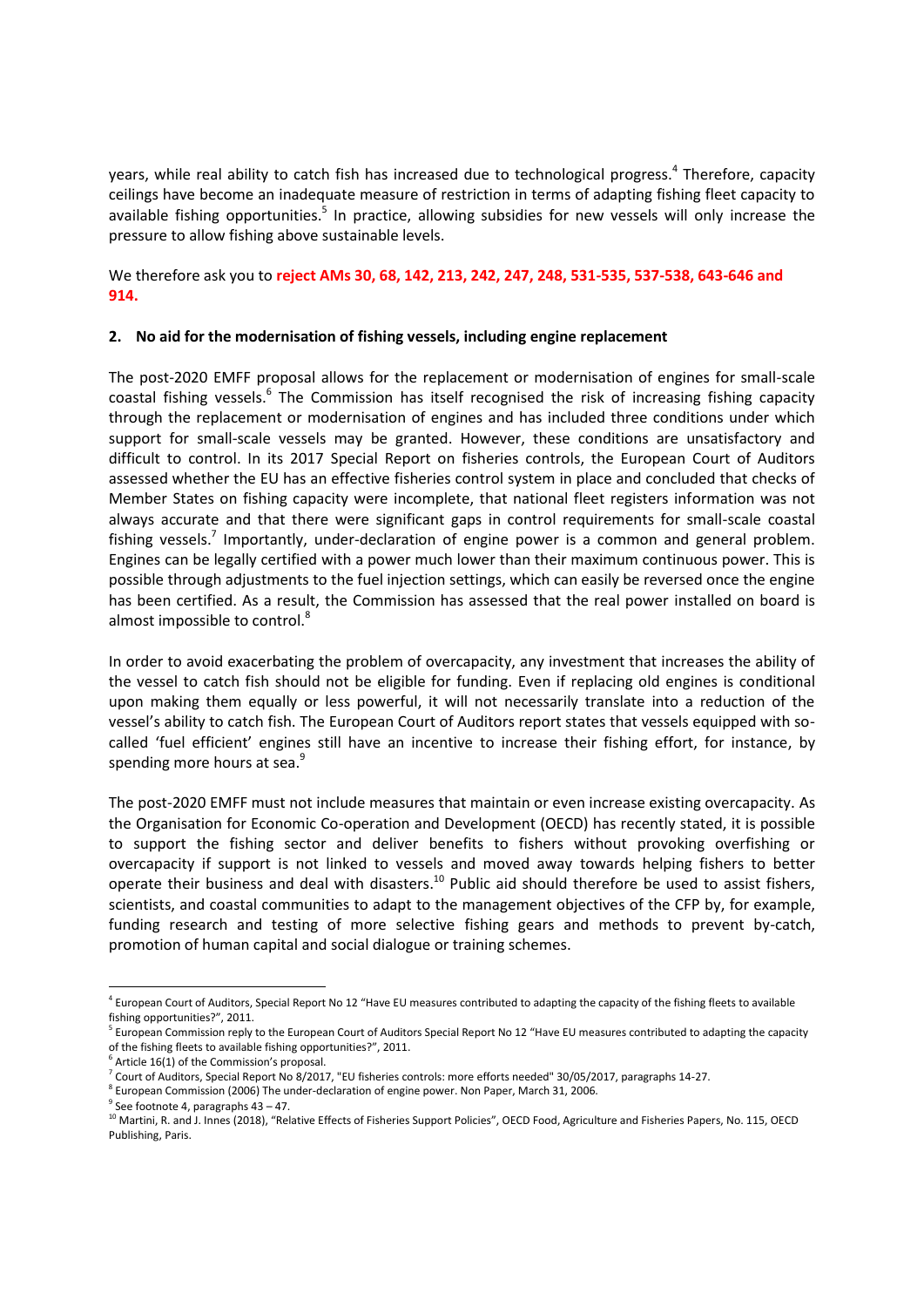years, while real ability to catch fish has increased due to technological progress.[4] Therefore, capacity ceilings have become an inadequate measure of restriction in terms of adapting fishing fleet capacity to available fishing opportunities.[5] In practice, allowing subsidies for new vessels will only increase the pressure to allow fishing above sustainable levels.

We therefore ask you to **reject AMs 30, 68, 142, 213, 242, 247, 248, 531-535, 537-538, 643-646 and 914.**

### 2. No aid for the modernisation of fishing vessels, including engine replacement

The post-2020 EMFF proposal allows for the replacement or modernisation of engines for small-scale coastal fishing vessels.[6] The Commission has itself recognised the risk of increasing fishing capacity through the replacement or modernisation of engines and has included three conditions under which support for small-scale vessels may be granted. However, these conditions are unsatisfactory and difficult to control. In its 2017 Special Report on fisheries controls, the European Court of Auditors assessed whether the EU has an effective fisheries control system in place and concluded that checks of Member States on fishing capacity were incomplete, that national fleet registers information was not always accurate and that there were significant gaps in control requirements for small-scale coastal fishing vessels.[7] Importantly, under-declaration of engine power is a common and general problem. Engines can be legally certified with a power much lower than their maximum continuous power. This is possible through adjustments to the fuel injection settings, which can easily be reversed once the engine has been certified. As a result, the Commission has assessed that the real power installed on board is almost impossible to control.[8]

In order to avoid exacerbating the problem of overcapacity, any investment that increases the ability of the vessel to catch fish should not be eligible for funding. Even if replacing old engines is conditional upon making them equally or less powerful, it will not necessarily translate into a reduction of the vessel's ability to catch fish. The European Court of Auditors report states that vessels equipped with so-called 'fuel efficient' engines still have an incentive to increase their fishing effort, for instance, by spending more hours at sea.[9]

The post-2020 EMFF must not include measures that maintain or even increase existing overcapacity. As the Organisation for Economic Co-operation and Development (OECD) has recently stated, it is possible to support the fishing sector and deliver benefits to fishers without provoking overfishing or overcapacity if support is not linked to vessels and moved away towards helping fishers to better operate their business and deal with disasters.[10] Public aid should therefore be used to assist fishers, scientists, and coastal communities to adapt to the management objectives of the CFP by, for example, funding research and testing of more selective fishing gears and methods to prevent by-catch, promotion of human capital and social dialogue or training schemes.

---

[4] European Court of Auditors, Special Report No 12 "Have EU measures contributed to adapting the capacity of the fishing fleets to available fishing opportunities?", 2011.

[5] European Commission reply to the European Court of Auditors Special Report No 12 "Have EU measures contributed to adapting the capacity of the fishing fleets to available fishing opportunities?", 2011.

[6] Article 16(1) of the Commission's proposal.

[7] Court of Auditors, Special Report No 8/2017, "EU fisheries controls: more efforts needed" 30/05/2017, paragraphs 14-27.

[8] European Commission (2006) The under-declaration of engine power. Non Paper, March 31, 2006.

[9] See footnote 4, paragraphs 43 – 47.

[10] Martini, R. and J. Innes (2018), "Relative Effects of Fisheries Support Policies", OECD Food, Agriculture and Fisheries Papers, No. 115, OECD Publishing, Paris.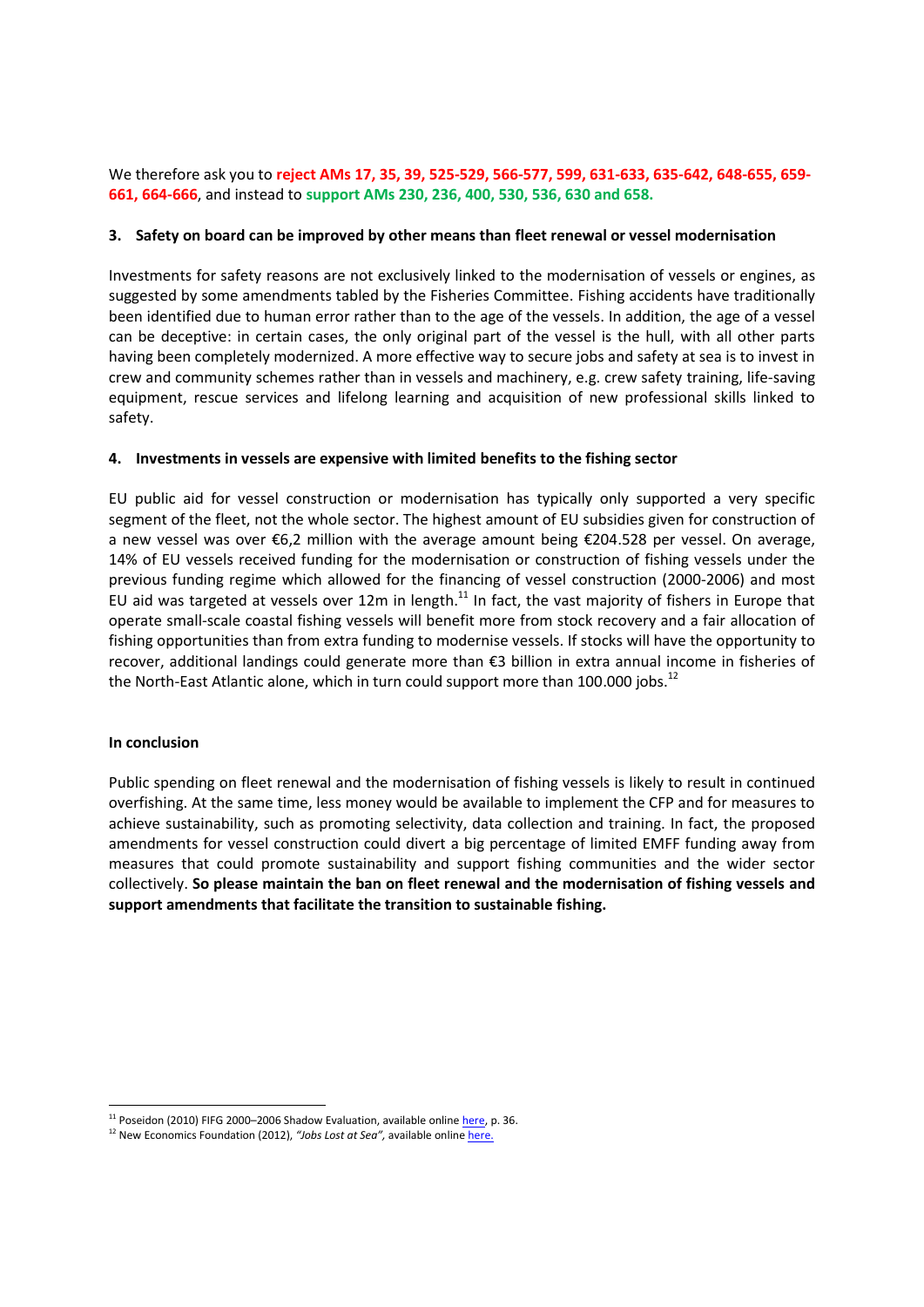We therefore ask you to **reject AMs 17, 35, 39, 525-529, 566-577, 599, 631-633, 635-642, 648-655, 659-661, 664-666**, and instead to **support AMs 230, 236, 400, 530, 536, 630 and 658.**

### 3. Safety on board can be improved by other means than fleet renewal or vessel modernisation

Investments for safety reasons are not exclusively linked to the modernisation of vessels or engines, as suggested by some amendments tabled by the Fisheries Committee. Fishing accidents have traditionally been identified due to human error rather than to the age of the vessels. In addition, the age of a vessel can be deceptive: in certain cases, the only original part of the vessel is the hull, with all other parts having been completely modernized. A more effective way to secure jobs and safety at sea is to invest in crew and community schemes rather than in vessels and machinery, e.g. crew safety training, life-saving equipment, rescue services and lifelong learning and acquisition of new professional skills linked to safety.

### 4. Investments in vessels are expensive with limited benefits to the fishing sector

EU public aid for vessel construction or modernisation has typically only supported a very specific segment of the fleet, not the whole sector. The highest amount of EU subsidies given for construction of a new vessel was over €6,2 million with the average amount being €204.528 per vessel. On average, 14% of EU vessels received funding for the modernisation or construction of fishing vessels under the previous funding regime which allowed for the financing of vessel construction (2000-2006) and most EU aid was targeted at vessels over 12m in length.[11] In fact, the vast majority of fishers in Europe that operate small-scale coastal fishing vessels will benefit more from stock recovery and a fair allocation of fishing opportunities than from extra funding to modernise vessels. If stocks will have the opportunity to recover, additional landings could generate more than €3 billion in extra annual income in fisheries of the North-East Atlantic alone, which in turn could support more than 100.000 jobs.[12]

**In conclusion**

Public spending on fleet renewal and the modernisation of fishing vessels is likely to result in continued overfishing. At the same time, less money would be available to implement the CFP and for measures to achieve sustainability, such as promoting selectivity, data collection and training. In fact, the proposed amendments for vessel construction could divert a big percentage of limited EMFF funding away from measures that could promote sustainability and support fishing communities and the wider sector collectively. **So please maintain the ban on fleet renewal and the modernisation of fishing vessels and support amendments that facilitate the transition to sustainable fishing.**

---

[11] Poseidon (2010) FIFG 2000–2006 Shadow Evaluation, available online here, p. 36.

[12] New Economics Foundation (2012), *"Jobs Lost at Sea"*, available online here.